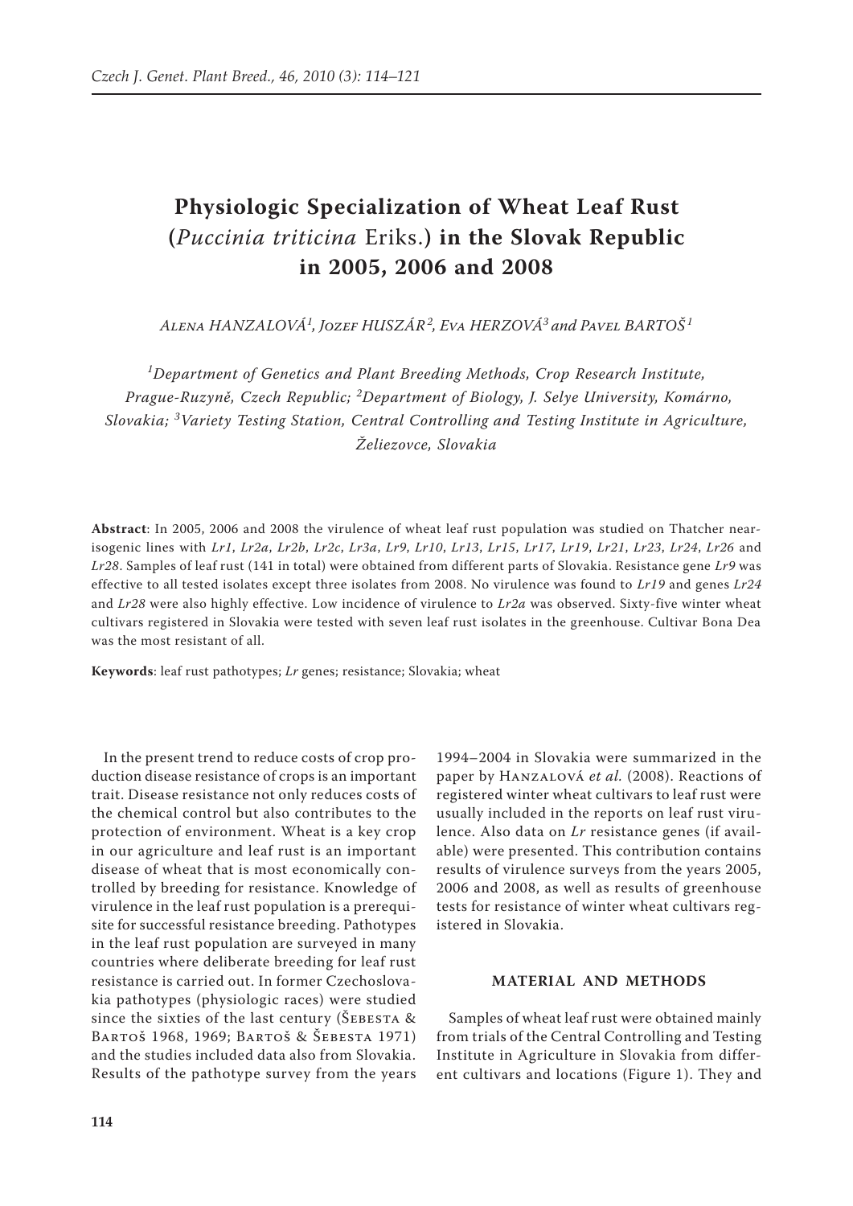# Physiologic Specialization of Wheat Leaf Rust (*Puccinia triticina* Eriks.) in the Slovak Republic in 2005, 2006 and 2008

Alena HANZALOVÁ[1], Jozef HUSZÁR[2], Eva HERZOVÁ[3] and Pavel BARTOŠ[1]

[1]Department of Genetics and Plant Breeding Methods, Crop Research Institute, Prague-Ruzyně, Czech Republic; [2]Department of Biology, J. Selye University, Komárno, Slovakia; [3]Variety Testing Station, Central Controlling and Testing Institute in Agriculture, Želiezovce, Slovakia

**Abstract**: In 2005, 2006 and 2008 the virulence of wheat leaf rust population was studied on Thatcher near-isogenic lines with *Lr1*, *Lr2a*, *Lr2b*, *Lr2c*, *Lr3a*, *Lr9*, *Lr10*, *Lr13*, *Lr15*, *Lr17*, *Lr19*, *Lr21*, *Lr23*, *Lr24*, *Lr26* and *Lr28*. Samples of leaf rust (141 in total) were obtained from different parts of Slovakia. Resistance gene *Lr9* was effective to all tested isolates except three isolates from 2008. No virulence was found to *Lr19* and genes *Lr24* and *Lr28* were also highly effective. Low incidence of virulence to *Lr2a* was observed. Sixty-five winter wheat cultivars registered in Slovakia were tested with seven leaf rust isolates in the greenhouse. Cultivar Bona Dea was the most resistant of all.

**Keywords**: leaf rust pathotypes; *Lr* genes; resistance; Slovakia; wheat

In the present trend to reduce costs of crop production disease resistance of crops is an important trait. Disease resistance not only reduces costs of the chemical control but also contributes to the protection of environment. Wheat is a key crop in our agriculture and leaf rust is an important disease of wheat that is most economically controlled by breeding for resistance. Knowledge of virulence in the leaf rust population is a prerequisite for successful resistance breeding. Pathotypes in the leaf rust population are surveyed in many countries where deliberate breeding for leaf rust resistance is carried out. In former Czechoslovakia pathotypes (physiologic races) were studied since the sixties of the last century (Šebesta & Bartoš 1968, 1969; Bartoš & Šebesta 1971) and the studies included data also from Slovakia. Results of the pathotype survey from the years 1994–2004 in Slovakia were summarized in the paper by Hanzalová *et al.* (2008). Reactions of registered winter wheat cultivars to leaf rust were usually included in the reports on leaf rust virulence. Also data on *Lr* resistance genes (if available) were presented. This contribution contains results of virulence surveys from the years 2005, 2006 and 2008, as well as results of greenhouse tests for resistance of winter wheat cultivars registered in Slovakia.

## MATERIAL AND METHODS

Samples of wheat leaf rust were obtained mainly from trials of the Central Controlling and Testing Institute in Agriculture in Slovakia from different cultivars and locations (Figure 1). They and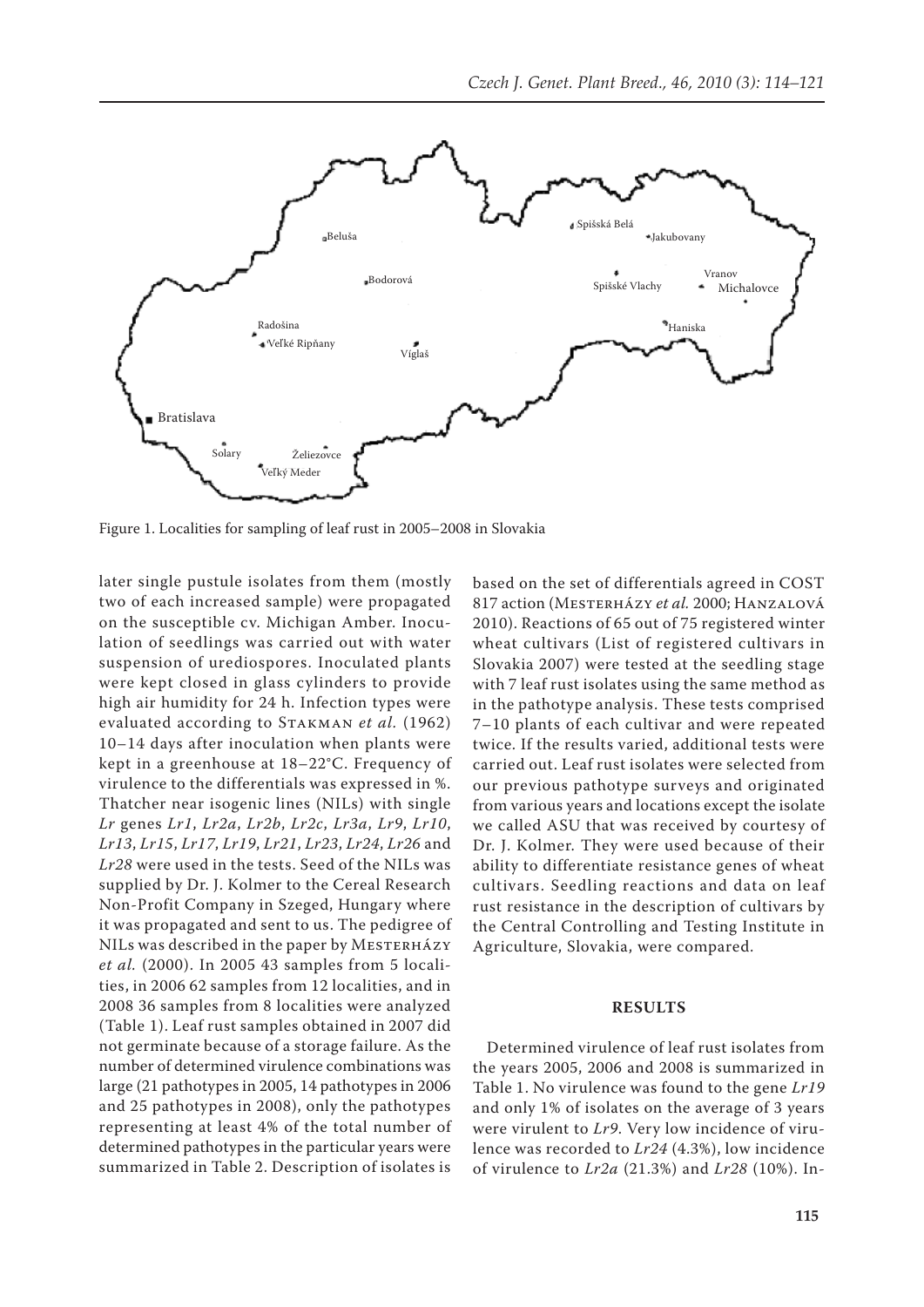Figure 1. Localities for sampling of leaf rust in 2005–2008 in Slovakia

later single pustule isolates from them (mostly two of each increased sample) were propagated on the susceptible cv. Michigan Amber. Inoculation of seedlings was carried out with water suspension of urediospores. Inoculated plants were kept closed in glass cylinders to provide high air humidity for 24 h. Infection types were evaluated according to Stakman *et al.* (1962) 10–14 days after inoculation when plants were kept in a greenhouse at 18–22°C. Frequency of virulence to the differentials was expressed in %. Thatcher near isogenic lines (NILs) with single *Lr* genes *Lr1*, *Lr2a*, *Lr2b*, *Lr2c*, *Lr3a*, *Lr9*, *Lr10*, *Lr13*, *Lr15*, *Lr17*, *Lr19*, *Lr21*, *Lr23*, *Lr24*, *Lr26* and *Lr28* were used in the tests. Seed of the NILs was supplied by Dr. J. Kolmer to the Cereal Research Non-Profit Company in Szeged, Hungary where it was propagated and sent to us. The pedigree of NILs was described in the paper by Mesterházy *et al.* (2000). In 2005 43 samples from 5 localities, in 2006 62 samples from 12 localities, and in 2008 36 samples from 8 localities were analyzed (Table 1). Leaf rust samples obtained in 2007 did not germinate because of a storage failure. As the number of determined virulence combinations was large (21 pathotypes in 2005, 14 pathotypes in 2006 and 25 pathotypes in 2008), only the pathotypes representing at least 4% of the total number of determined pathotypes in the particular years were summarized in Table 2. Description of isolates is based on the set of differentials agreed in COST 817 action (Mesterházy *et al.* 2000; Hanzalová 2010). Reactions of 65 out of 75 registered winter wheat cultivars (List of registered cultivars in Slovakia 2007) were tested at the seedling stage with 7 leaf rust isolates using the same method as in the pathotype analysis. These tests comprised 7–10 plants of each cultivar and were repeated twice. If the results varied, additional tests were carried out. Leaf rust isolates were selected from our previous pathotype surveys and originated from various years and locations except the isolate we called ASU that was received by courtesy of Dr. J. Kolmer. They were used because of their ability to differentiate resistance genes of wheat cultivars. Seedling reactions and data on leaf rust resistance in the description of cultivars by the Central Controlling and Testing Institute in Agriculture, Slovakia, were compared.

## RESULTS

Determined virulence of leaf rust isolates from the years 2005, 2006 and 2008 is summarized in Table 1. No virulence was found to the gene *Lr19* and only 1% of isolates on the average of 3 years were virulent to *Lr9*. Very low incidence of virulence was recorded to *Lr24* (4.3%), low incidence of virulence to *Lr2a* (21.3%) and *Lr28* (10%). In-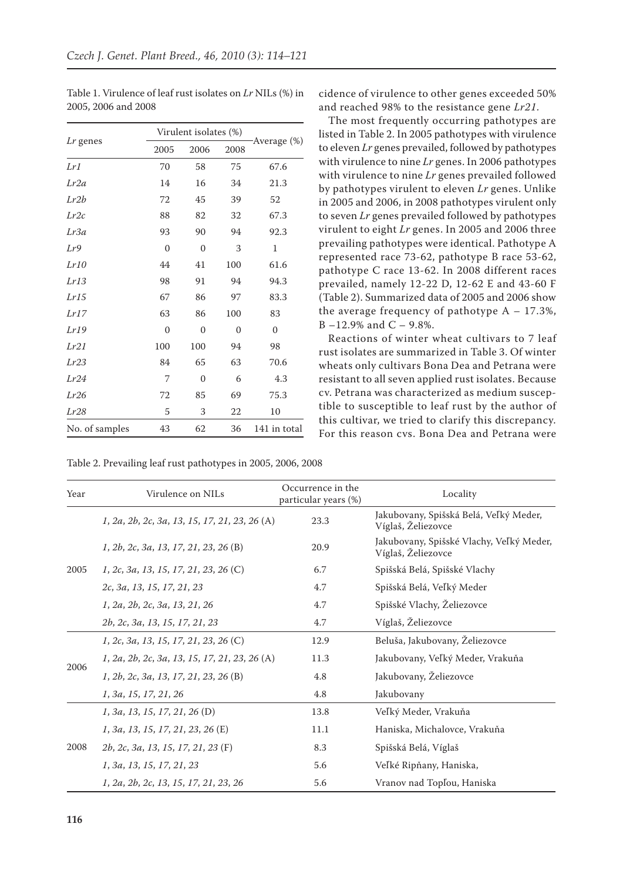Table 1. Virulence of leaf rust isolates on *Lr* NILs (%) in 2005, 2006 and 2008

| *Lr* genes | Virulent isolates (%) | | | Average (%) |
|---|---|---|---|---|
| | 2005 | 2006 | 2008 | |
| *Lr1* | 70 | 58 | 75 | 67.6 |
| *Lr2a* | 14 | 16 | 34 | 21.3 |
| *Lr2b* | 72 | 45 | 39 | 52 |
| *Lr2c* | 88 | 82 | 32 | 67.3 |
| *Lr3a* | 93 | 90 | 94 | 92.3 |
| *Lr9* | 0 | 0 | 3 | 1 |
| *Lr10* | 44 | 41 | 100 | 61.6 |
| *Lr13* | 98 | 91 | 94 | 94.3 |
| *Lr15* | 67 | 86 | 97 | 83.3 |
| *Lr17* | 63 | 86 | 100 | 83 |
| *Lr19* | 0 | 0 | 0 | 0 |
| *Lr21* | 100 | 100 | 94 | 98 |
| *Lr23* | 84 | 65 | 63 | 70.6 |
| *Lr24* | 7 | 0 | 6 | 4.3 |
| *Lr26* | 72 | 85 | 69 | 75.3 |
| *Lr28* | 5 | 3 | 22 | 10 |
| No. of samples | 43 | 62 | 36 | 141 in total |

cidence of virulence to other genes exceeded 50% and reached 98% to the resistance gene *Lr21*.

The most frequently occurring pathotypes are listed in Table 2. In 2005 pathotypes with virulence to eleven *Lr* genes prevailed, followed by pathotypes with virulence to nine *Lr* genes. In 2006 pathotypes with virulence to nine *Lr* genes prevailed followed by pathotypes virulent to eleven *Lr* genes. Unlike in 2005 and 2006, in 2008 pathotypes virulent only to seven *Lr* genes prevailed followed by pathotypes virulent to eight *Lr* genes. In 2005 and 2006 three prevailing pathotypes were identical. Pathotype A represented race 73-62, pathotype B race 53-62, pathotype C race 13-62. In 2008 different races prevailed, namely 12-22 D, 12-62 E and 43-60 F (Table 2). Summarized data of 2005 and 2006 show the average frequency of pathotype A – 17.3%, B –12.9% and C – 9.8%.

Reactions of winter wheat cultivars to 7 leaf rust isolates are summarized in Table 3. Of winter wheats only cultivars Bona Dea and Petrana were resistant to all seven applied rust isolates. Because cv. Petrana was characterized as medium susceptible to susceptible to leaf rust by the author of this cultivar, we tried to clarify this discrepancy. For this reason cvs. Bona Dea and Petrana were

Table 2. Prevailing leaf rust pathotypes in 2005, 2006, 2008

| Year | Virulence on NILs | Occurrence in the particular years (%) | Locality |
|---|---|---|---|
| 2005 | *1, 2a, 2b, 2c, 3a, 13, 15, 17, 21, 23, 26* (A) | 23.3 | Jakubovany, Spišská Belá, Veľký Meder, Víglaš, Želiezovce |
| | *1, 2b, 2c, 3a, 13, 17, 21, 23, 26* (B) | 20.9 | Jakubovany, Spišské Vlachy, Veľký Meder, Víglaš, Želiezovce |
| | *1, 2c, 3a, 13, 15, 17, 21, 23, 26* (C) | 6.7 | Spišská Belá, Spišské Vlachy |
| | *2c, 3a, 13, 15, 17, 21, 23* | 4.7 | Spišská Belá, Veľký Meder |
| | *1, 2a, 2b, 2c, 3a, 13, 21, 26* | 4.7 | Spišské Vlachy, Želiezovce |
| | *2b, 2c, 3a, 13, 15, 17, 21, 23* | 4.7 | Víglaš, Želiezovce |
| 2006 | *1, 2c, 3a, 13, 15, 17, 21, 23, 26* (C) | 12.9 | Beluša, Jakubovany, Želiezovce |
| | *1, 2a, 2b, 2c, 3a, 13, 15, 17, 21, 23, 26* (A) | 11.3 | Jakubovany, Veľký Meder, Vrakuňa |
| | *1, 2b, 2c, 3a, 13, 17, 21, 23, 26* (B) | 4.8 | Jakubovany, Želiezovce |
| | *1, 3a, 15, 17, 21, 26* | 4.8 | Jakubovany |
| 2008 | *1, 3a, 13, 15, 17, 21, 26* (D) | 13.8 | Veľký Meder, Vrakuňa |
| | *1, 3a, 13, 15, 17, 21, 23, 26* (E) | 11.1 | Haniska, Michalovce, Vrakuňa |
| | *2b, 2c, 3a, 13, 15, 17, 21, 23* (F) | 8.3 | Spišská Belá, Víglaš |
| | *1, 3a, 13, 15, 17, 21, 23* | 5.6 | Veľké Ripňany, Haniska, |
| | *1, 2a, 2b, 2c, 13, 15, 17, 21, 23, 26* | 5.6 | Vranov nad Topľou, Haniska |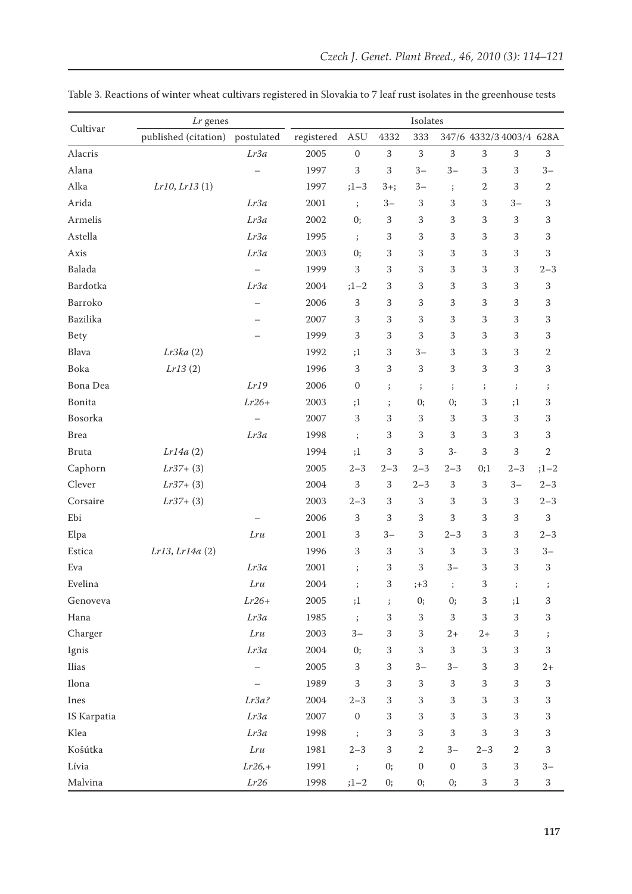Table 3. Reactions of winter wheat cultivars registered in Slovakia to 7 leaf rust isolates in the greenhouse tests

| Cultivar | *Lr* genes | | Isolates | | | | | | | |
|---|---|---|---|---|---|---|---|---|---|---|
| | published (citation) | postulated | registered | ASU | 4332 | 333 | 347/6 | 4332/3 | 4003/4 | 628A |
| Alacris | | *Lr3a* | 2005 | 0 | 3 | 3 | 3 | 3 | 3 | 3 |
| Alana | | – | 1997 | 3 | 3 | 3– | 3– | 3 | 3 | 3– |
| Alka | *Lr10*, *Lr13* (1) | | 1997 | ;1–3 | 3+; | 3– | ; | 2 | 3 | 2 |
| Arida | | *Lr3a* | 2001 | ; | 3– | 3 | 3 | 3 | 3– | 3 |
| Armelis | | *Lr3a* | 2002 | 0; | 3 | 3 | 3 | 3 | 3 | 3 |
| Astella | | *Lr3a* | 1995 | ; | 3 | 3 | 3 | 3 | 3 | 3 |
| Axis | | *Lr3a* | 2003 | 0; | 3 | 3 | 3 | 3 | 3 | 3 |
| Balada | | – | 1999 | 3 | 3 | 3 | 3 | 3 | 3 | 2–3 |
| Bardotka | | *Lr3a* | 2004 | ;1–2 | 3 | 3 | 3 | 3 | 3 | 3 |
| Barroko | | – | 2006 | 3 | 3 | 3 | 3 | 3 | 3 | 3 |
| Bazilika | | – | 2007 | 3 | 3 | 3 | 3 | 3 | 3 | 3 |
| Bety | | – | 1999 | 3 | 3 | 3 | 3 | 3 | 3 | 3 |
| Blava | *Lr3ka* (2) | | 1992 | ;1 | 3 | 3– | 3 | 3 | 3 | 2 |
| Boka | *Lr13* (2) | | 1996 | 3 | 3 | 3 | 3 | 3 | 3 | 3 |
| Bona Dea | | *Lr19* | 2006 | 0 | ; | ; | ; | ; | ; | ; |
| Bonita | | *Lr26+* | 2003 | ;1 | ; | 0; | 0; | 3 | ;1 | 3 |
| Bosorka | | – | 2007 | 3 | 3 | 3 | 3 | 3 | 3 | 3 |
| Brea | | *Lr3a* | 1998 | ; | 3 | 3 | 3 | 3 | 3 | 3 |
| Bruta | *Lr14a* (2) | | 1994 | ;1 | 3 | 3 | 3- | 3 | 3 | 2 |
| Caphorn | *Lr37+* (3) | | 2005 | 2–3 | 2–3 | 2–3 | 2–3 | 0;1 | 2–3 | ;1–2 |
| Clever | *Lr37+* (3) | | 2004 | 3 | 3 | 2–3 | 3 | 3 | 3– | 2–3 |
| Corsaire | *Lr37+* (3) | | 2003 | 2–3 | 3 | 3 | 3 | 3 | 3 | 2–3 |
| Ebi | | – | 2006 | 3 | 3 | 3 | 3 | 3 | 3 | 3 |
| Elpa | | *Lru* | 2001 | 3 | 3– | 3 | 2–3 | 3 | 3 | 2–3 |
| Estica | *Lr13*, *Lr14a* (2) | | 1996 | 3 | 3 | 3 | 3 | 3 | 3 | 3– |
| Eva | | *Lr3a* | 2001 | ; | 3 | 3 | 3– | 3 | 3 | 3 |
| Evelina | | *Lru* | 2004 | ; | 3 | ;+3 | ; | 3 | ; | ; |
| Genoveva | | *Lr26+* | 2005 | ;1 | ; | 0; | 0; | 3 | ;1 | 3 |
| Hana | | *Lr3a* | 1985 | ; | 3 | 3 | 3 | 3 | 3 | 3 |
| Charger | | *Lru* | 2003 | 3– | 3 | 3 | 2+ | 2+ | 3 | ; |
| Ignis | | *Lr3a* | 2004 | 0; | 3 | 3 | 3 | 3 | 3 | 3 |
| Ilias | | – | 2005 | 3 | 3 | 3– | 3– | 3 | 3 | 2+ |
| Ilona | | – | 1989 | 3 | 3 | 3 | 3 | 3 | 3 | 3 |
| Ines | | *Lr3a?* | 2004 | 2–3 | 3 | 3 | 3 | 3 | 3 | 3 |
| IS Karpatia | | *Lr3a* | 2007 | 0 | 3 | 3 | 3 | 3 | 3 | 3 |
| Klea | | *Lr3a* | 1998 | ; | 3 | 3 | 3 | 3 | 3 | 3 |
| Košútka | | *Lru* | 1981 | 2–3 | 3 | 2 | 3– | 2–3 | 2 | 3 |
| Lívia | | *Lr26,+* | 1991 | ; | 0; | 0 | 0 | 3 | 3 | 3– |
| Malvina | | *Lr26* | 1998 | ;1–2 | 0; | 0; | 0; | 3 | 3 | 3 |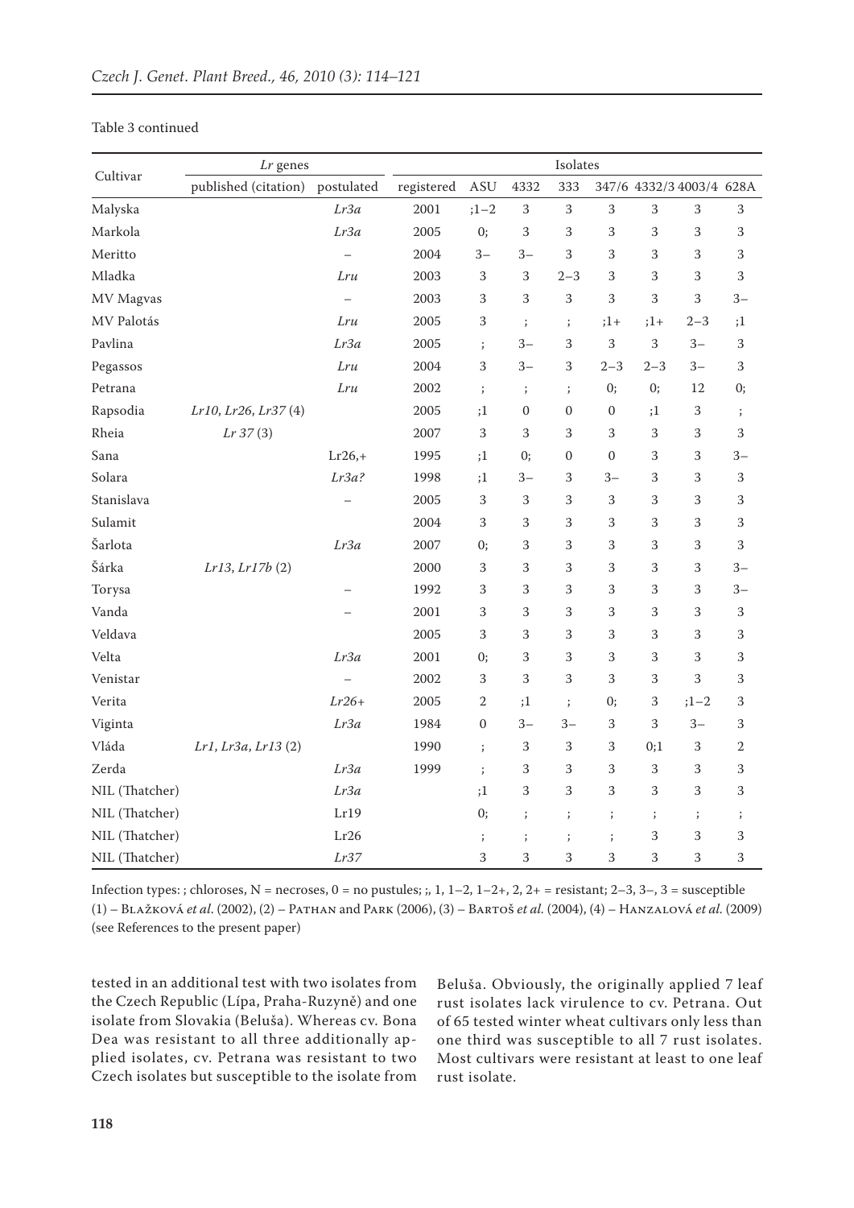Table 3 continued

| Cultivar | *Lr* genes | | Isolates | | | | | | | |
|---|---|---|---|---|---|---|---|---|---|---|
| | published (citation) | postulated | registered | ASU | 4332 | 333 | 347/6 | 4332/3 | 4003/4 | 628A |
| Malyska | | *Lr3a* | 2001 | ;1–2 | 3 | 3 | 3 | 3 | 3 | 3 |
| Markola | | *Lr3a* | 2005 | 0; | 3 | 3 | 3 | 3 | 3 | 3 |
| Meritto | | – | 2004 | 3– | 3– | 3 | 3 | 3 | 3 | 3 |
| Mladka | | *Lru* | 2003 | 3 | 3 | 2–3 | 3 | 3 | 3 | 3 |
| MV Magvas | | – | 2003 | 3 | 3 | 3 | 3 | 3 | 3 | 3– |
| MV Palotás | | *Lru* | 2005 | 3 | ; | ; | ;1+ | ;1+ | 2–3 | ;1 |
| Pavlina | | *Lr3a* | 2005 | ; | 3– | 3 | 3 | 3 | 3– | 3 |
| Pegassos | | *Lru* | 2004 | 3 | 3– | 3 | 2–3 | 2–3 | 3– | 3 |
| Petrana | | *Lru* | 2002 | ; | ; | ; | 0; | 0; | 12 | 0; |
| Rapsodia | *Lr10, Lr26, Lr37* (4) | | 2005 | ;1 | 0 | 0 | 0 | ;1 | 3 | ; |
| Rheia | *Lr 37* (3) | | 2007 | 3 | 3 | 3 | 3 | 3 | 3 | 3 |
| Sana | | Lr26,+ | 1995 | ;1 | 0; | 0 | 0 | 3 | 3 | 3– |
| Solara | | *Lr3a?* | 1998 | ;1 | 3– | 3 | 3– | 3 | 3 | 3 |
| Stanislava | | – | 2005 | 3 | 3 | 3 | 3 | 3 | 3 | 3 |
| Sulamit | | | 2004 | 3 | 3 | 3 | 3 | 3 | 3 | 3 |
| Šarlota | | *Lr3a* | 2007 | 0; | 3 | 3 | 3 | 3 | 3 | 3 |
| Šárka | *Lr13, Lr17b* (2) | | 2000 | 3 | 3 | 3 | 3 | 3 | 3 | 3– |
| Torysa | | – | 1992 | 3 | 3 | 3 | 3 | 3 | 3 | 3– |
| Vanda | | – | 2001 | 3 | 3 | 3 | 3 | 3 | 3 | 3 |
| Veldava | | | 2005 | 3 | 3 | 3 | 3 | 3 | 3 | 3 |
| Velta | | *Lr3a* | 2001 | 0; | 3 | 3 | 3 | 3 | 3 | 3 |
| Venistar | | – | 2002 | 3 | 3 | 3 | 3 | 3 | 3 | 3 |
| Verita | | *Lr26+* | 2005 | 2 | ;1 | ; | 0; | 3 | ;1–2 | 3 |
| Viginta | | *Lr3a* | 1984 | 0 | 3– | 3– | 3 | 3 | 3– | 3 |
| Vláda | *Lr1, Lr3a, Lr13* (2) | | 1990 | ; | 3 | 3 | 3 | 0;1 | 3 | 2 |
| Zerda | | *Lr3a* | 1999 | ; | 3 | 3 | 3 | 3 | 3 | 3 |
| NIL (Thatcher) | | *Lr3a* | | ;1 | 3 | 3 | 3 | 3 | 3 | 3 |
| NIL (Thatcher) | | Lr19 | | 0; | ; | ; | ; | ; | ; | ; |
| NIL (Thatcher) | | Lr26 | | ; | ; | ; | ; | 3 | 3 | 3 |
| NIL (Thatcher) | | *Lr37* | | 3 | 3 | 3 | 3 | 3 | 3 | 3 |

Infection types: ; chloroses, N = necroses, 0 = no pustules; ;, 1, 1–2, 1–2+, 2, 2+ = resistant; 2–3, 3–, 3 = susceptible
(1) – Blažková *et al.* (2002), (2) – Pathan and Park (2006), (3) – Bartoš *et al.* (2004), (4) – Hanzalová *et al.* (2009) (see References to the present paper)

tested in an additional test with two isolates from the Czech Republic (Lípa, Praha-Ruzyně) and one isolate from Slovakia (Beluša). Whereas cv. Bona Dea was resistant to all three additionally applied isolates, cv. Petrana was resistant to two Czech isolates but susceptible to the isolate from Beluša. Obviously, the originally applied 7 leaf rust isolates lack virulence to cv. Petrana. Out of 65 tested winter wheat cultivars only less than one third was susceptible to all 7 rust isolates. Most cultivars were resistant at least to one leaf rust isolate.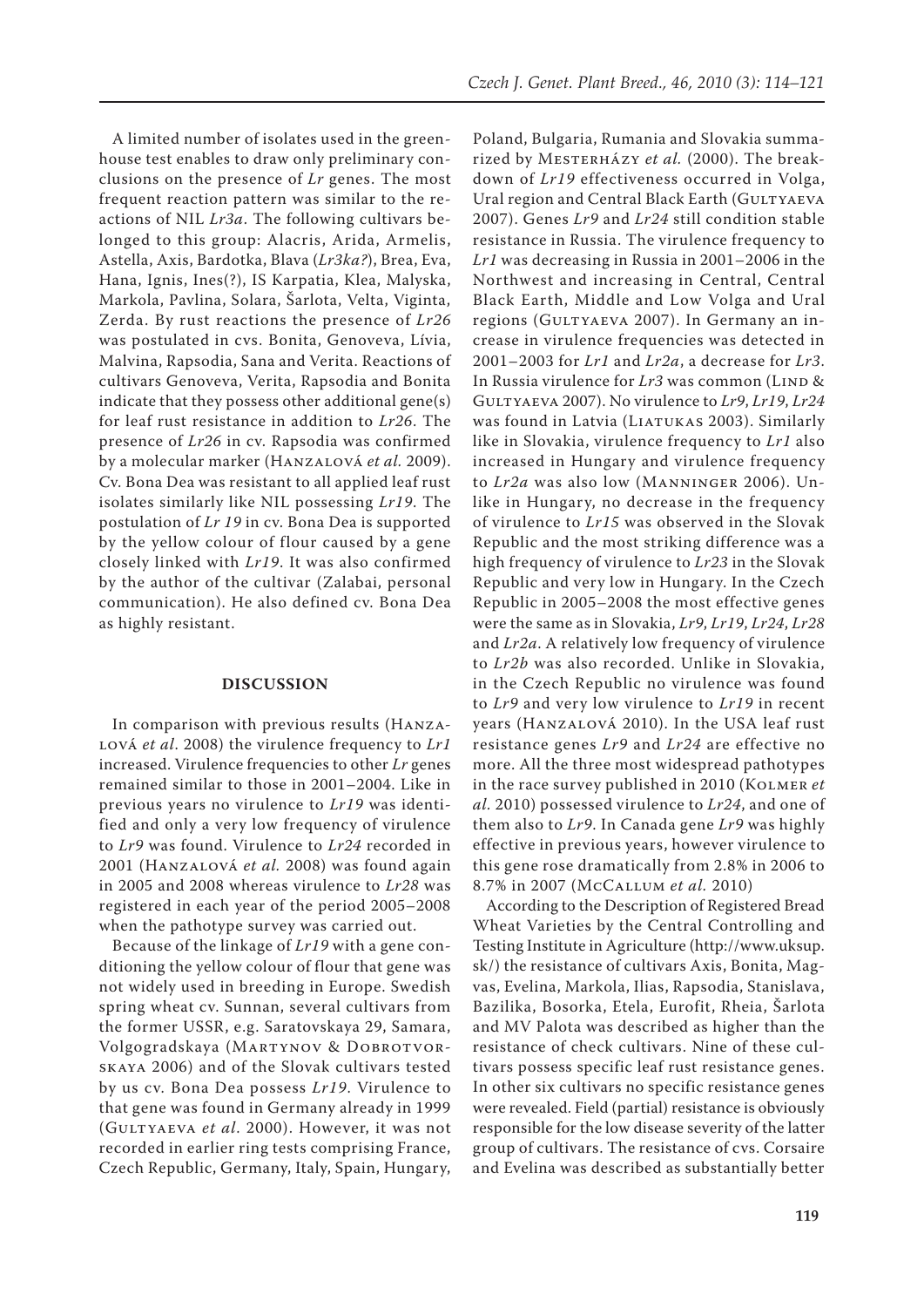A limited number of isolates used in the greenhouse test enables to draw only preliminary conclusions on the presence of *Lr* genes. The most frequent reaction pattern was similar to the reactions of NIL *Lr3a*. The following cultivars belonged to this group: Alacris, Arida, Armelis, Astella, Axis, Bardotka, Blava (*Lr3ka?*), Brea, Eva, Hana, Ignis, Ines(?), IS Karpatia, Klea, Malyska, Markola, Pavlina, Solara, Šarlota, Velta, Viginta, Zerda. By rust reactions the presence of *Lr26* was postulated in cvs. Bonita, Genoveva, Lívia, Malvina, Rapsodia, Sana and Verita. Reactions of cultivars Genoveva, Verita, Rapsodia and Bonita indicate that they possess other additional gene(s) for leaf rust resistance in addition to *Lr26*. The presence of *Lr26* in cv. Rapsodia was confirmed by a molecular marker (Hanzalová *et al.* 2009). Cv. Bona Dea was resistant to all applied leaf rust isolates similarly like NIL possessing *Lr19*. The postulation of *Lr 19* in cv. Bona Dea is supported by the yellow colour of flour caused by a gene closely linked with *Lr19*. It was also confirmed by the author of the cultivar (Zalabai, personal communication). He also defined cv. Bona Dea as highly resistant.

## DISCUSSION

In comparison with previous results (Hanzalová *et al*. 2008) the virulence frequency to *Lr1* increased. Virulence frequencies to other *Lr* genes remained similar to those in 2001–2004. Like in previous years no virulence to *Lr19* was identified and only a very low frequency of virulence to *Lr9* was found. Virulence to *Lr24* recorded in 2001 (Hanzalová *et al.* 2008) was found again in 2005 and 2008 whereas virulence to *Lr28* was registered in each year of the period 2005–2008 when the pathotype survey was carried out.

Because of the linkage of *Lr19* with a gene conditioning the yellow colour of flour that gene was not widely used in breeding in Europe. Swedish spring wheat cv. Sunnan, several cultivars from the former USSR, e.g. Saratovskaya 29, Samara, Volgogradskaya (Martynov & Dobrotvorskaya 2006) and of the Slovak cultivars tested by us cv. Bona Dea possess *Lr19*. Virulence to that gene was found in Germany already in 1999 (Gultyaeva *et al*. 2000). However, it was not recorded in earlier ring tests comprising France, Czech Republic, Germany, Italy, Spain, Hungary, Poland, Bulgaria, Rumania and Slovakia summarized by Mesterházy *et al.* (2000). The breakdown of *Lr19* effectiveness occurred in Volga, Ural region and Central Black Earth (Gultyaeva 2007). Genes *Lr9* and *Lr24* still condition stable resistance in Russia. The virulence frequency to *Lr1* was decreasing in Russia in 2001–2006 in the Northwest and increasing in Central, Central Black Earth, Middle and Low Volga and Ural regions (Gultyaeva 2007). In Germany an increase in virulence frequencies was detected in 2001–2003 for *Lr1* and *Lr2a*, a decrease for *Lr3*. In Russia virulence for *Lr3* was common (Lind & Gultyaeva 2007). No virulence to *Lr9*, *Lr19*, *Lr24* was found in Latvia (Liatukas 2003). Similarly like in Slovakia, virulence frequency to *Lr1* also increased in Hungary and virulence frequency to *Lr2a* was also low (Manninger 2006). Unlike in Hungary, no decrease in the frequency of virulence to *Lr15* was observed in the Slovak Republic and the most striking difference was a high frequency of virulence to *Lr23* in the Slovak Republic and very low in Hungary. In the Czech Republic in 2005–2008 the most effective genes were the same as in Slovakia, *Lr9*, *Lr19*, *Lr24*, *Lr28* and *Lr2a*. A relatively low frequency of virulence to *Lr2b* was also recorded. Unlike in Slovakia, in the Czech Republic no virulence was found to *Lr9* and very low virulence to *Lr19* in recent years (Hanzalová 2010). In the USA leaf rust resistance genes *Lr9* and *Lr24* are effective no more. All the three most widespread pathotypes in the race survey published in 2010 (Kolmer *et al.* 2010) possessed virulence to *Lr24*, and one of them also to *Lr9*. In Canada gene *Lr9* was highly effective in previous years, however virulence to this gene rose dramatically from 2.8% in 2006 to 8.7% in 2007 (McCallum *et al.* 2010)

According to the Description of Registered Bread Wheat Varieties by the Central Controlling and Testing Institute in Agriculture (http://www.uksup.sk/) the resistance of cultivars Axis, Bonita, Magvas, Evelina, Markola, Ilias, Rapsodia, Stanislava, Bazilika, Bosorka, Etela, Eurofit, Rheia, Šarlota and MV Palota was described as higher than the resistance of check cultivars. Nine of these cultivars possess specific leaf rust resistance genes. In other six cultivars no specific resistance genes were revealed. Field (partial) resistance is obviously responsible for the low disease severity of the latter group of cultivars. The resistance of cvs. Corsaire and Evelina was described as substantially better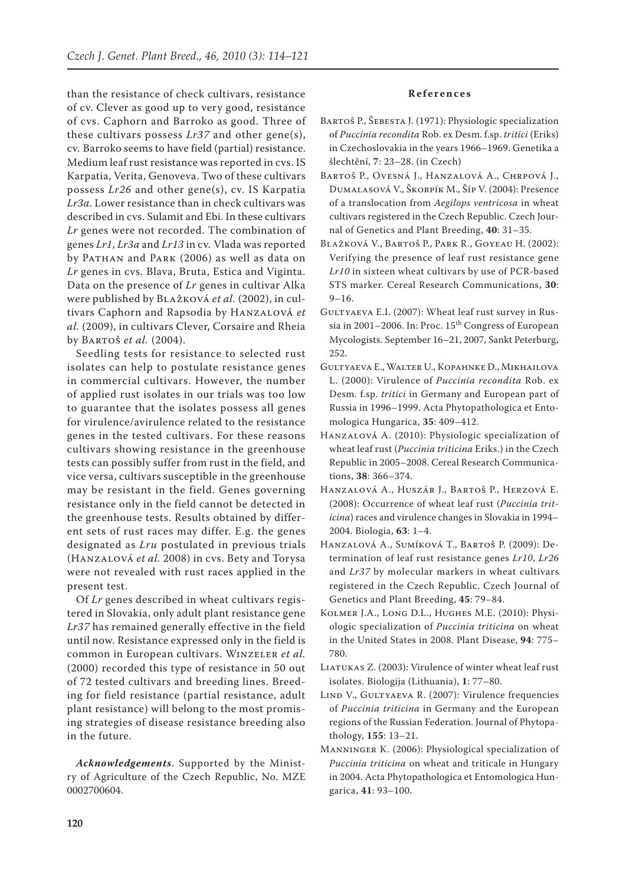than the resistance of check cultivars, resistance of cv. Clever as good up to very good, resistance of cvs. Caphorn and Barroko as good. Three of these cultivars possess *Lr37* and other gene(s), cv. Barroko seems to have field (partial) resistance. Medium leaf rust resistance was reported in cvs. IS Karpatia, Verita, Genoveva. Two of these cultivars possess *Lr26* and other gene(s), cv. IS Karpatia *Lr3a*. Lower resistance than in check cultivars was described in cvs. Sulamit and Ebi. In these cultivars *Lr* genes were not recorded. The combination of genes *Lr1*, *Lr3a* and *Lr13* in cv. Vlada was reported by Pathan and Park (2006) as well as data on *Lr* genes in cvs. Blava, Bruta, Estica and Viginta. Data on the presence of *Lr* genes in cultivar Alka were published by Blažková *et al.* (2002), in cultivars Caphorn and Rapsodia by Hanzalová *et al.* (2009), in cultivars Clever, Corsaire and Rheia by Bartoš *et al.* (2004).

Seedling tests for resistance to selected rust isolates can help to postulate resistance genes in commercial cultivars. However, the number of applied rust isolates in our trials was too low to guarantee that the isolates possess all genes for virulence/avirulence related to the resistance genes in the tested cultivars. For these reasons cultivars showing resistance in the greenhouse tests can possibly suffer from rust in the field, and vice versa, cultivars susceptible in the greenhouse may be resistant in the field. Genes governing resistance only in the field cannot be detected in the greenhouse tests. Results obtained by different sets of rust races may differ. E.g. the genes designated as *Lru* postulated in previous trials (Hanzalová *et al.* 2008) in cvs. Bety and Torysa were not revealed with rust races applied in the present test.

Of *Lr* genes described in wheat cultivars registered in Slovakia, only adult plant resistance gene *Lr37* has remained generally effective in the field until now. Resistance expressed only in the field is common in European cultivars. Winzeler *et al.* (2000) recorded this type of resistance in 50 out of 72 tested cultivars and breeding lines. Breeding for field resistance (partial resistance, adult plant resistance) will belong to the most promising strategies of disease resistance breeding also in the future.

***Acknowledgements***. Supported by the Ministry of Agriculture of the Czech Republic, No. MZE 0002700604.

## References

Bartoš P., Šebesta J. (1971): Physiologic specialization of *Puccinia recondita* Rob. ex Desm. f.sp. *tritici* (Eriks) in Czechoslovakia in the years 1966–1969. Genetika a šlechtění, **7**: 23–28. (in Czech)

Bartoš P., Ovesná J., Hanzalová A., Chrpová J., Dumalasová V., Škorpík M., Šíp V. (2004): Presence of a translocation from *Aegilops ventricosa* in wheat cultivars registered in the Czech Republic. Czech Journal of Genetics and Plant Breeding, **40**: 31–35.

Blažková V., Bartoš P., Park R., Goyeau H. (2002): Verifying the presence of leaf rust resistance gene *Lr10* in sixteen wheat cultivars by use of PCR-based STS marker. Cereal Research Communications, **30**: 9–16.

Gultyaeva E.I. (2007): Wheat leaf rust survey in Russia in 2001–2006. In: Proc. 15th Congress of European Mycologists. September 16–21, 2007, Sankt Peterburg, 252.

Gultyaeva E., Walter U., Kopahnke D., Mikhailova L. (2000): Virulence of *Puccinia recondita* Rob. ex Desm. f.sp. *tritici* in Germany and European part of Russia in 1996–1999. Acta Phytopathologica et Entomologica Hungarica, **35**: 409–412.

Hanzalová A. (2010): Physiologic specialization of wheat leaf rust (*Puccinia triticina* Eriks.) in the Czech Republic in 2005–2008. Cereal Research Communications, **38**: 366–374.

Hanzalová A., Huszár J., Bartoš P., Herzová E. (2008): Occurrence of wheat leaf rust (*Puccinia triticina*) races and virulence changes in Slovakia in 1994–2004. Biologia, **63**: 1–4.

Hanzalová A., Sumíková T., Bartoš P. (2009): Determination of leaf rust resistance genes *Lr10*, *Lr26* and *Lr37* by molecular markers in wheat cultivars registered in the Czech Republic. Czech Journal of Genetics and Plant Breeding, **45**: 79–84.

Kolmer J.A., Long D.L., Hughes M.E. (2010): Physiologic specialization of *Puccinia triticina* on wheat in the United States in 2008. Plant Disease, **94**: 775–780.

Liatukas Z. (2003): Virulence of winter wheat leaf rust isolates. Biologija (Lithuania), **1**: 77–80.

Lind V., Gultyaeva R. (2007): Virulence frequencies of *Puccinia triticina* in Germany and the European regions of the Russian Federation. Journal of Phytopathology, **155**: 13–21.

Manninger K. (2006): Physiological specialization of *Puccinia triticina* on wheat and triticale in Hungary in 2004. Acta Phytopathologica et Entomologica Hungarica, **41**: 93–100.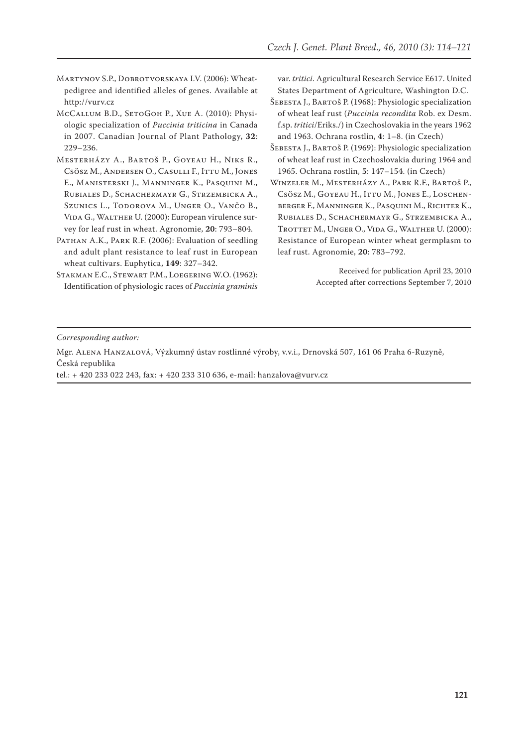Martynov S.P., Dobrotvorskaya I.V. (2006): Wheatpedigree and identified alleles of genes. Available at http://vurv.cz

McCallum B.D., SetoGoh P., Xue A. (2010): Physiologic specialization of *Puccinia triticina* in Canada in 2007. Canadian Journal of Plant Pathology, **32**: 229–236.

Mesterházy A., Bartoš P., Goyeau H., Niks R., Csösz M., Andersen O., Casulli F., Ittu M., Jones E., Manisterski J., Manninger K., Pasquini M., Rubiales D., Schachermayr G., Strzembicka A., Szunics L., Todorova M., Unger O., Vančo B., Vida G., Walther U. (2000): European virulence survey for leaf rust in wheat. Agronomie, **20**: 793–804.

Pathan A.K., Park R.F. (2006): Evaluation of seedling and adult plant resistance to leaf rust in European wheat cultivars. Euphytica, **149**: 327–342.

Stakman E.C., Stewart P.M., Loegering W.O. (1962): Identification of physiologic races of *Puccinia graminis* var. *tritici*. Agricultural Research Service E617. United States Department of Agriculture, Washington D.C.

Šebesta J., Bartoš P. (1968): Physiologic specialization of wheat leaf rust (*Puccinia recondita* Rob. ex Desm. f.sp. *tritici*/Eriks./) in Czechoslovakia in the years 1962 and 1963. Ochrana rostlin, **4**: 1–8. (in Czech)

Šebesta J., Bartoš P. (1969): Physiologic specialization of wheat leaf rust in Czechoslovakia during 1964 and 1965. Ochrana rostlin, **5**: 147–154. (in Czech)

Winzeler M., Mesterházy A., Park R.F., Bartoš P., Csösz M., Goyeau H., Ittu M., Jones E., Loschenberger F., Manninger K., Pasquini M., Richter K., Rubiales D., Schachermayr G., Strzembicka A., Trottet M., Unger O., Vida G., Walther U. (2000): Resistance of European winter wheat germplasm to leaf rust. Agronomie, **20**: 783–792.

Received for publication April 23, 2010
Accepted after corrections September 7, 2010

*Corresponding author:*

Mgr. Alena Hanzalová, Výzkumný ústav rostlinné výroby, v.v.i., Drnovská 507, 161 06 Praha 6-Ruzyně, Česká republika
tel.: + 420 233 022 243, fax: + 420 233 310 636, e-mail: hanzalova@vurv.cz